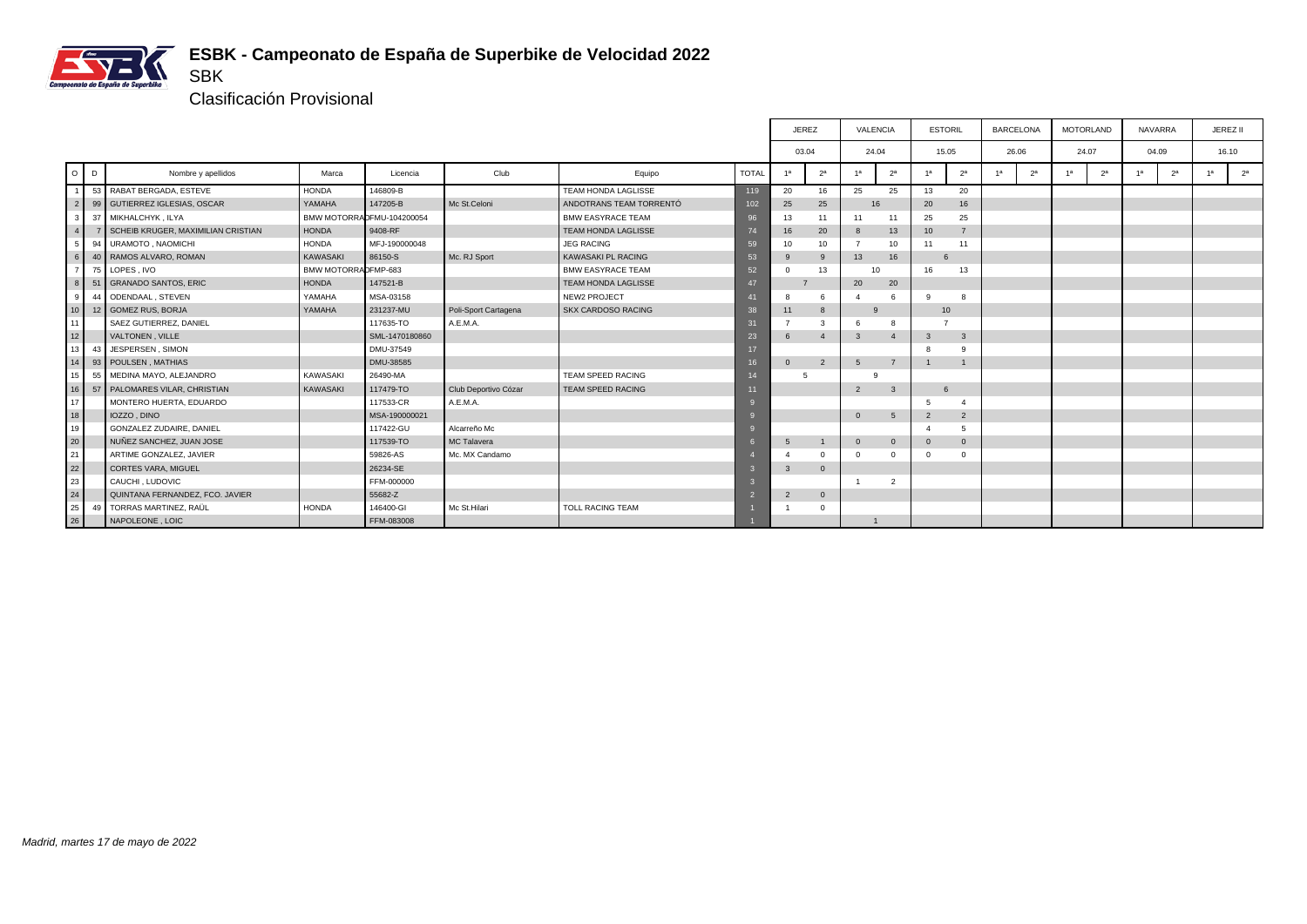# ESBK - Campeonato de España de Superbike de Velocidad 2022

## SBK

### Clasificación Provisional

| O | D | Nombre y apellidos | Marca | Licencia | Club | Equipo | TOTAL | JEREZ | | VALENCIA | | ESTORIL | | BARCELONA | | MOTORLAND | | NAVARRA | | JEREZ II | |
|---|---|---|---|---|---|---|---|---|---|---|---|---|---|---|---|---|---|---|---|---|---|
| | | | | | | | | 03.04 | | 24.04 | | 15.05 | | 26.06 | | 24.07 | | 04.09 | | 16.10 | |
| | | | | | | | | 1ª | 2ª | 1ª | 2ª | 1ª | 2ª | 1ª | 2ª | 1ª | 2ª | 1ª | 2ª | 1ª | 2ª |
| 1 | 53 | RABAT BERGADA, ESTEVE | HONDA | 146809-B | | TEAM HONDA LAGLISSE | 119 | 20 | 16 | 25 | 25 | 13 | 20 | | | | | | | | |
| 2 | 99 | GUTIERREZ IGLESIAS, OSCAR | YAMAHA | 147205-B | Mc St.Celoni | ANDOTRANS TEAM TORRENTÓ | 102 | 25 | 25 | 16 | | 20 | 16 | | | | | | | | |
| 3 | 37 | MIKHALCHYK , ILYA | BMW MOTORRAD | FMU-104200054 | | BMW EASYRACE TEAM | 96 | 13 | 11 | 11 | 11 | 25 | 25 | | | | | | | | |
| 4 | 7 | SCHEIB KRUGER, MAXIMILIAN CRISTIAN | HONDA | 9408-RF | | TEAM HONDA LAGLISSE | 74 | 16 | 20 | 8 | 13 | 10 | 7 | | | | | | | | |
| 5 | 94 | URAMOTO , NAOMICHI | HONDA | MFJ-190000048 | | JEG RACING | 59 | 10 | 10 | 7 | 10 | 11 | 11 | | | | | | | | |
| 6 | 40 | RAMOS ALVARO, ROMAN | KAWASAKI | 86150-S | Mc. RJ Sport | KAWASAKI PL RACING | 53 | 9 | 9 | 13 | 16 | 6 | | | | | | | | | |
| 7 | 75 | LOPES , IVO | BMW MOTORRAD | FMP-683 | | BMW EASYRACE TEAM | 52 | 0 | 13 | 10 | | 16 | 13 | | | | | | | | |
| 8 | 51 | GRANADO SANTOS, ERIC | HONDA | 147521-B | | TEAM HONDA LAGLISSE | 47 | 7 | | 20 | 20 | | | | | | | | | | |
| 9 | 44 | ODENDAAL , STEVEN | YAMAHA | MSA-03158 | | NEW2 PROJECT | 41 | 8 | 6 | 4 | 6 | 9 | 8 | | | | | | | | |
| 10 | 12 | GOMEZ RUS, BORJA | YAMAHA | 231237-MU | Poli-Sport Cartagena | SKX CARDOSO RACING | 38 | 11 | 8 | 9 | | 10 | | | | | | | | | |
| 11 | | SAEZ GUTIERREZ, DANIEL | | 117635-TO | A.E.M.A. | | 31 | 7 | 3 | 6 | 8 | 7 | | | | | | | | | |
| 12 | | VALTONEN , VILLE | | SML-1470180860 | | | 23 | 6 | 4 | 3 | 4 | 3 | 3 | | | | | | | | |
| 13 | 43 | JESPERSEN , SIMON | | DMU-37549 | | | 17 | | | | | 8 | 9 | | | | | | | | |
| 14 | 93 | POULSEN , MATHIAS | | DMU-38585 | | | 16 | 0 | 2 | 5 | 7 | 1 | 1 | | | | | | | | |
| 15 | 55 | MEDINA MAYO, ALEJANDRO | KAWASAKI | 26490-MA | | TEAM SPEED RACING | 14 | 5 | | 9 | | | | | | | | | | | |
| 16 | 57 | PALOMARES VILAR, CHRISTIAN | KAWASAKI | 117479-TO | Club Deportivo Cózar | TEAM SPEED RACING | 11 | | | 2 | 3 | 6 | | | | | | | | | |
| 17 | | MONTERO HUERTA, EDUARDO | | 117533-CR | A.E.M.A. | | 9 | | | | | 5 | 4 | | | | | | | | |
| 18 | | IOZZO , DINO | | MSA-190000021 | | | 9 | | | 0 | 5 | 2 | 2 | | | | | | | | |
| 19 | | GONZALEZ ZUDAIRE, DANIEL | | 117422-GU | Alcarreño Mc | | 9 | | | | | 4 | 5 | | | | | | | | |
| 20 | | NUÑEZ SANCHEZ, JUAN JOSE | | 117539-TO | MC Talavera | | 6 | 5 | 1 | 0 | 0 | 0 | 0 | | | | | | | | |
| 21 | | ARTIME GONZALEZ, JAVIER | | 59826-AS | Mc. MX Candamo | | 4 | 4 | 0 | 0 | 0 | 0 | 0 | | | | | | | | |
| 22 | | CORTES VARA, MIGUEL | | 26234-SE | | | 3 | 3 | 0 | | | | | | | | | | | | |
| 23 | | CAUCHI , LUDOVIC | | FFM-000000 | | | 3 | | | 1 | 2 | | | | | | | | | | |
| 24 | | QUINTANA FERNANDEZ, FCO. JAVIER | | 55682-Z | | | 2 | 2 | 0 | | | | | | | | | | | | |
| 25 | 49 | TORRAS MARTINEZ, RAÚL | HONDA | 146400-GI | Mc St.Hilari | TOLL RACING TEAM | 1 | 1 | 0 | | | | | | | | | | | | |
| 26 | | NAPOLEONE , LOIC | | FFM-083008 | | | 1 | | | 1 | | | | | | | | | | | |

*Madrid, martes 17 de mayo de 2022*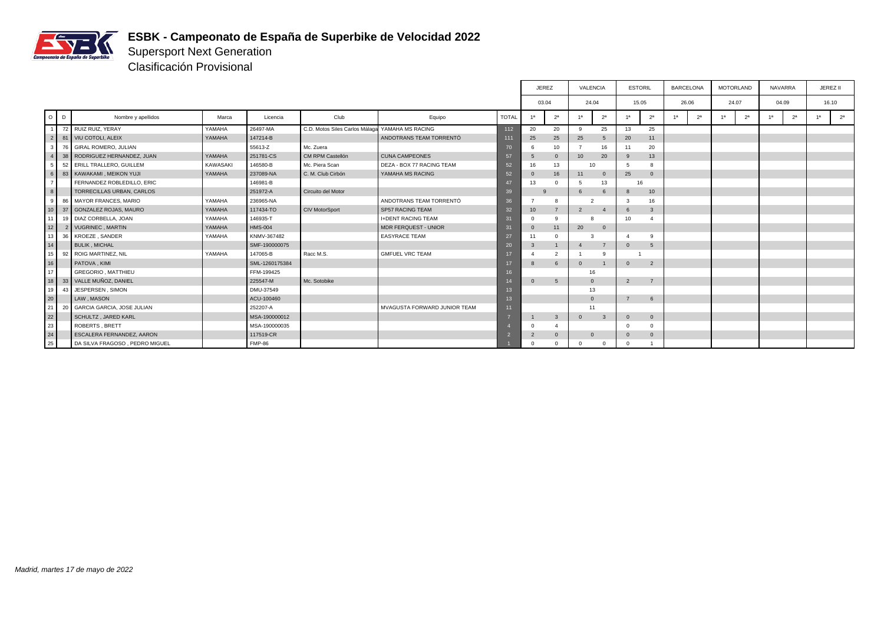# ESBK - Campeonato de España de Superbike de Velocidad 2022

## Supersport Next Generation

### Clasificación Provisional

| | | | | | | | | JEREZ | | VALENCIA | | ESTORIL | | BARCELONA | | MOTORLAND | | NAVARRA | | JEREZ II | |
|---|---|---|---|---|---|---|---|---|---|---|---|---|---|---|---|---|---|---|---|---|---|
| | | | | | | | | 03.04 | | 24.04 | | 15.05 | | 26.06 | | 24.07 | | 04.09 | | 16.10 | |
| O | D | Nombre y apellidos | Marca | Licencia | Club | Equipo | TOTAL | 1ª | 2ª | 1ª | 2ª | 1ª | 2ª | 1ª | 2ª | 1ª | 2ª | 1ª | 2ª | 1ª | 2ª |
| 1 | 72 | RUIZ RUIZ, YERAY | YAMAHA | 26497-MA | C.D. Motos Siles Carlos Málaga | YAMAHA MS RACING | 112 | 20 | 20 | 9 | 25 | 13 | 25 | | | | | | | | |
| 2 | 81 | VIU COTOLI, ALEIX | YAMAHA | 147214-B | | ANDOTRANS TEAM TORRENTÓ | 111 | 25 | 25 | 25 | 5 | 20 | 11 | | | | | | | | |
| 3 | 76 | GIRAL ROMERO, JULIAN | | 55613-Z | Mc. Zuera | | 70 | 6 | 10 | 7 | 16 | 11 | 20 | | | | | | | | |
| 4 | 38 | RODRIGUEZ HERNANDEZ, JUAN | YAMAHA | 251781-CS | CM RPM Castellón | CUNA CAMPEONES | 57 | 5 | 0 | 10 | 20 | 9 | 13 | | | | | | | | |
| 5 | 52 | ERILL TRALLERO, GUILLEM | KAWASAKI | 146580-B | Mc. Piera Scan | DEZA - BOX 77 RACING TEAM | 52 | 16 | 13 | 10 | | 5 | 8 | | | | | | | | |
| 6 | 83 | KAWAKAMI, MEIKON YUJI | YAMAHA | 237089-NA | C. M. Club Cirbón | YAMAHA MS RACING | 52 | 0 | 16 | 11 | 0 | 25 | 0 | | | | | | | | |
| 7 | | FERNANDEZ ROBLEDILLO, ERIC | | 146981-B | | | 47 | 13 | 0 | 5 | 13 | 16 | | | | | | | | | |
| 8 | | TORRECILLAS URBAN, CARLOS | | 251972-A | Circuito del Motor | | 39 | 9 | | 6 | 6 | 8 | 10 | | | | | | | | |
| 9 | 86 | MAYOR FRANCES, MARIO | YAMAHA | 236965-NA | | ANDOTRANS TEAM TORRENTÓ | 36 | 7 | 8 | 2 | | 3 | 16 | | | | | | | | |
| 10 | 37 | GONZALEZ ROJAS, MAURO | YAMAHA | 117434-TO | CIV MotorSport | SP57 RACING TEAM | 32 | 10 | 7 | 2 | 4 | 6 | 3 | | | | | | | | |
| 11 | 19 | DIAZ CORBELLA, JOAN | YAMAHA | 146935-T | | I+DENT RACING TEAM | 31 | 0 | 9 | 8 | | 10 | 4 | | | | | | | | |
| 12 | 2 | VUGRINEC, MARTIN | YAMAHA | HMS-004 | | MDR FERQUEST - UNIOR | 31 | 0 | 11 | 20 | 0 | | | | | | | | | | |
| 13 | 36 | KROEZE, SANDER | YAMAHA | KNMV-367482 | | EASYRACE TEAM | 27 | 11 | 0 | 3 | | 4 | 9 | | | | | | | | |
| 14 | | BULIK, MICHAL | | SMF-190000075 | | | 20 | 3 | 1 | 4 | 7 | 0 | 5 | | | | | | | | |
| 15 | 92 | ROIG MARTINEZ, NIL | YAMAHA | 147065-B | Racc M.S. | GMFUEL VRC TEAM | 17 | 4 | 2 | 1 | 9 | 1 | | | | | | | | | |
| 16 | | PATOVA, KIMI | | SML-1260175384 | | | 17 | 8 | 6 | 0 | 1 | 0 | 2 | | | | | | | | |
| 17 | | GREGORIO, MATTHIEU | | FFM-199425 | | | 16 | | | 16 | | | | | | | | | | | |
| 18 | 33 | VALLE MUÑOZ, DANIEL | | 225547-M | Mc. Sotobike | | 14 | 0 | 5 | 0 | | 2 | 7 | | | | | | | | |
| 19 | 43 | JESPERSEN, SIMON | | DMU-37549 | | | 13 | | | 13 | | | | | | | | | | | |
| 20 | | LAW, MASON | | ACU-100460 | | | 13 | | | 0 | | 7 | 6 | | | | | | | | |
| 21 | 20 | GARCIA GARCIA, JOSE JULIAN | | 252207-A | | MVAGUSTA FORWARD JUNIOR TEAM | 11 | | | 11 | | | | | | | | | | | |
| 22 | | SCHULTZ, JARED KARL | | MSA-190000012 | | | 7 | 1 | 3 | 0 | 3 | 0 | 0 | | | | | | | | |
| 23 | | ROBERTS, BRETT | | MSA-190000035 | | | 4 | 0 | 4 | | | 0 | 0 | | | | | | | | |
| 24 | | ESCALERA FERNANDEZ, AARON | | 117519-CR | | | 2 | 2 | 0 | 0 | | 0 | 0 | | | | | | | | |
| 25 | | DA SILVA FRAGOSO, PEDRO MIGUEL | | FMP-86 | | | 1 | 0 | 0 | 0 | 0 | 0 | 1 | | | | | | | | |

*Madrid, martes 17 de mayo de 2022*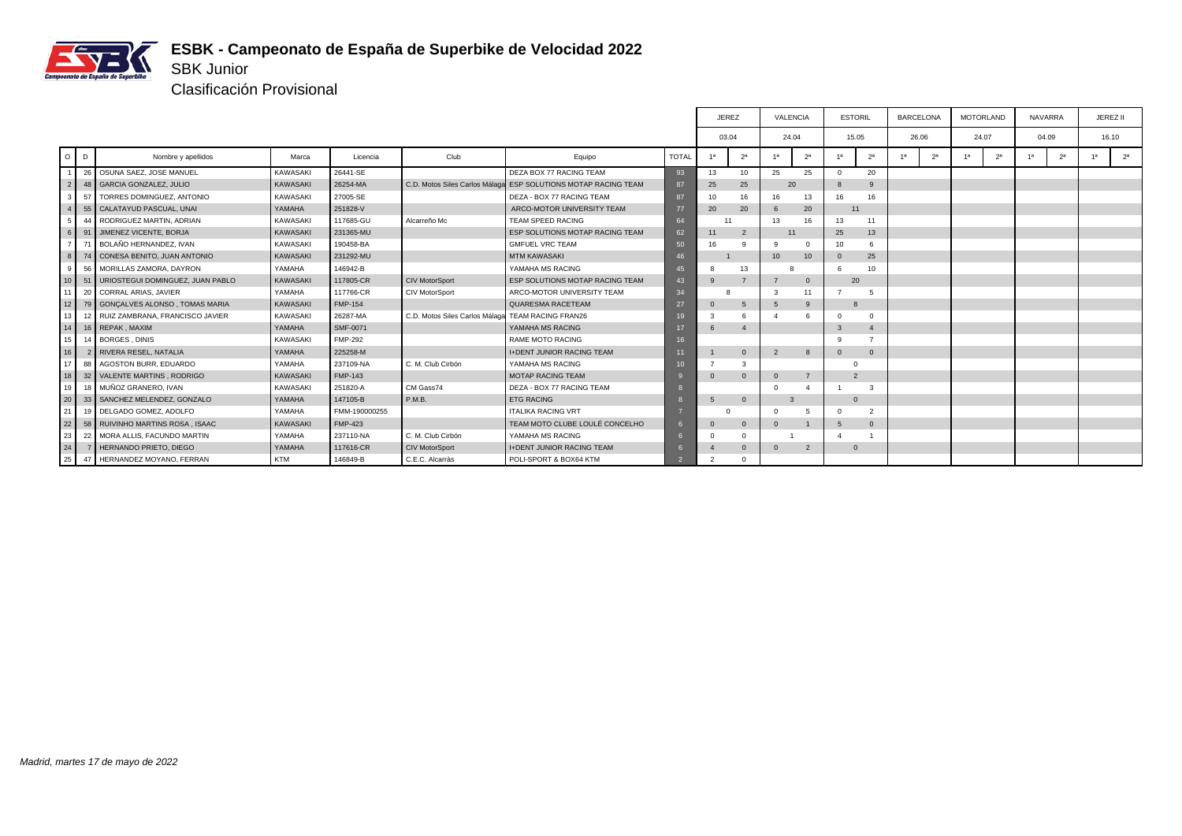# ESBK - Campeonato de España de Superbike de Velocidad 2022

## SBK Junior

### Clasificación Provisional

| O | D | Nombre y apellidos | Marca | Licencia | Club | Equipo | TOTAL | JEREZ | | VALENCIA | | ESTORIL | | BARCELONA | | MOTORLAND | | NAVARRA | | JEREZ II | |
|---|---|---|---|---|---|---|---|---|---|---|---|---|---|---|---|---|---|---|---|---|---|
| | | | | | | | | 03.04 | | 24.04 | | 15.05 | | 26.06 | | 24.07 | | 04.09 | | 16.10 | |
| | | | | | | | | 1ª | 2ª | 1ª | 2ª | 1ª | 2ª | 1ª | 2ª | 1ª | 2ª | 1ª | 2ª | 1ª | 2ª |
| 1 | 26 | OSUNA SAEZ, JOSE MANUEL | KAWASAKI | 26441-SE | | DEZA BOX 77 RACING TEAM | 93 | 13 | 10 | 25 | 25 | 0 | 20 | | | | | | | | |
| 2 | 48 | GARCIA GONZALEZ, JULIO | KAWASAKI | 26254-MA | C.D. Motos Siles Carlos Málaga | ESP SOLUTIONS MOTAP RACING TEAM | 87 | 25 | 25 | 20 | | 8 | 9 | | | | | | | | |
| 3 | 57 | TORRES DOMINGUEZ, ANTONIO | KAWASAKI | 27005-SE | | DEZA - BOX 77 RACING TEAM | 87 | 10 | 16 | 16 | 13 | 16 | 16 | | | | | | | | |
| 4 | 55 | CALATAYUD PASCUAL, UNAI | YAMAHA | 251828-V | | ARCO-MOTOR UNIVERSITY TEAM | 77 | 20 | 20 | 6 | 20 | 11 | | | | | | | | | |
| 5 | 44 | RODRIGUEZ MARTIN, ADRIAN | KAWASAKI | 117685-GU | Alcarreño Mc | TEAM SPEED RACING | 64 | 11 | | 13 | 16 | 13 | 11 | | | | | | | | |
| 6 | 91 | JIMENEZ VICENTE, BORJA | KAWASAKI | 231365-MU | | ESP SOLUTIONS MOTAP RACING TEAM | 62 | 11 | 2 | 11 | | 25 | 13 | | | | | | | | |
| 7 | 71 | BOLAÑO HERNANDEZ, IVAN | KAWASAKI | 190458-BA | | GMFUEL VRC TEAM | 50 | 16 | 9 | 9 | 0 | 10 | 6 | | | | | | | | |
| 8 | 74 | CONESA BENITO, JUAN ANTONIO | KAWASAKI | 231292-MU | | MTM KAWASAKI | 46 | 1 | | 10 | 10 | 0 | 25 | | | | | | | | |
| 9 | 56 | MORILLAS ZAMORA, DAYRON | YAMAHA | 146942-B | | YAMAHA MS RACING | 45 | 8 | 13 | 8 | | 6 | 10 | | | | | | | | |
| 10 | 51 | URIOSTEGUI DOMINGUEZ, JUAN PABLO | KAWASAKI | 117805-CR | CIV MotorSport | ESP SOLUTIONS MOTAP RACING TEAM | 43 | 9 | 7 | 7 | 0 | 20 | | | | | | | | | |
| 11 | 20 | CORRAL ARIAS, JAVIER | YAMAHA | 117766-CR | CIV MotorSport | ARCO-MOTOR UNIVERSITY TEAM | 34 | 8 | | 3 | 11 | 7 | 5 | | | | | | | | |
| 12 | 79 | GONÇALVES ALONSO , TOMAS MARIA | KAWASAKI | FMP-154 | | QUARESMA RACETEAM | 27 | 0 | 5 | 5 | 9 | 8 | | | | | | | | | |
| 13 | 12 | RUIZ ZAMBRANA, FRANCISCO JAVIER | KAWASAKI | 26287-MA | C.D. Motos Siles Carlos Málaga | TEAM RACING FRAN26 | 19 | 3 | 6 | 4 | 6 | 0 | 0 | | | | | | | | |
| 14 | 16 | REPAK , MAXIM | YAMAHA | SMF-0071 | | YAMAHA MS RACING | 17 | 6 | 4 | | | 3 | 4 | | | | | | | | |
| 15 | 14 | BORGES , DINIS | KAWASAKI | FMP-292 | | RAME MOTO RACING | 16 | | | | | 9 | 7 | | | | | | | | |
| 16 | 2 | RIVERA RESEL, NATALIA | YAMAHA | 225258-M | | I+DENT JUNIOR RACING TEAM | 11 | 1 | 0 | 2 | 8 | 0 | 0 | | | | | | | | |
| 17 | 88 | AGOSTON BURR, EDUARDO | YAMAHA | 237109-NA | C. M. Club Cirbón | YAMAHA MS RACING | 10 | 7 | 3 | | | 0 | | | | | | | | | |
| 18 | 32 | VALENTE MARTINS , RODRIGO | KAWASAKI | FMP-143 | | MOTAP RACING TEAM | 9 | 0 | 0 | 0 | 7 | 2 | | | | | | | | | |
| 19 | 18 | MUÑOZ GRANERO, IVAN | KAWASAKI | 251820-A | CM Gass74 | DEZA - BOX 77 RACING TEAM | 8 | | | 0 | 4 | 1 | 3 | | | | | | | | |
| 20 | 33 | SANCHEZ MELENDEZ, GONZALO | YAMAHA | 147105-B | P.M.B. | ETG RACING | 8 | 5 | 0 | 3 | | 0 | | | | | | | | | |
| 21 | 19 | DELGADO GOMEZ, ADOLFO | YAMAHA | FMM-190000255 | | ITALIKA RACING VRT | 7 | 0 | | 0 | 5 | 0 | 2 | | | | | | | | |
| 22 | 58 | RUIVINHO MARTINS ROSA , ISAAC | KAWASAKI | FMP-423 | | TEAM MOTO CLUBE LOULÉ CONCELHO | 6 | 0 | 0 | 0 | 1 | 5 | 0 | | | | | | | | |
| 23 | 22 | MORA ALLIS, FACUNDO MARTIN | YAMAHA | 237110-NA | C. M. Club Cirbón | YAMAHA MS RACING | 6 | 0 | 0 | 1 | | 4 | 1 | | | | | | | | |
| 24 | 7 | HERNANDO PRIETO, DIEGO | YAMAHA | 117616-CR | CIV MotorSport | I+DENT JUNIOR RACING TEAM | 6 | 4 | 0 | 0 | 2 | 0 | | | | | | | | | |
| 25 | 47 | HERNANDEZ MOYANO, FERRAN | KTM | 146849-B | C.E.C. Alcarràs | POLI-SPORT & BOX64 KTM | 2 | 2 | 0 | | | | | | | | | | | | |

*Madrid, martes 17 de mayo de 2022*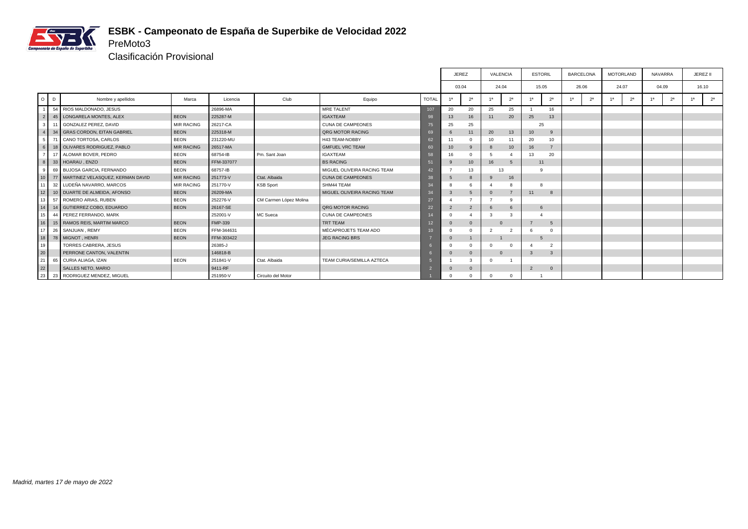# ESBK - Campeonato de España de Superbike de Velocidad 2022

## PreMoto3

### Clasificación Provisional

| | | | | | | | | JEREZ | | VALENCIA | | ESTORIL | | BARCELONA | | MOTORLAND | | NAVARRA | | JEREZ II | |
|---|---|---|---|---|---|---|---|---|---|---|---|---|---|---|---|---|---|---|---|---|---|
| | | | | | | | | 03.04 | | 24.04 | | 15.05 | | 26.06 | | 24.07 | | 04.09 | | 16.10 | |
| O | D | Nombre y apellidos | Marca | Licencia | Club | Equipo | TOTAL | 1ª | 2ª | 1ª | 2ª | 1ª | 2ª | 1ª | 2ª | 1ª | 2ª | 1ª | 2ª | 1ª | 2ª |
| 1 | 54 | RIOS MALDONADO, JESUS | | 26896-MA | | MRE TALENT | 107 | 20 | 20 | 25 | 25 | 1 | 16 | | | | | | | | |
| 2 | 45 | LONGARELA MONTES, ALEX | BEON | 225287-M | | IGAXTEAM | 98 | 13 | 16 | 11 | 20 | 25 | 13 | | | | | | | | |
| 3 | 11 | GONZALEZ PEREZ, DAVID | MIR RACING | 26217-CA | | CUNA DE CAMPEONES | 75 | 25 | 25 | | | 25 | | | | | | | | | |
| 4 | 34 | GRAS CORDON, EITAN GABRIEL | BEON | 225318-M | | QRG MOTOR RACING | 69 | 6 | 11 | 20 | 13 | 10 | 9 | | | | | | | | |
| 5 | 71 | CANO TORTOSA, CARLOS | BEON | 231220-MU | | H43 TEAM-NOBBY | 62 | 11 | 0 | 10 | 11 | 20 | 10 | | | | | | | | |
| 6 | 18 | OLIVARES RODRIGUEZ, PABLO | MIR RACING | 26517-MA | | GMFUEL VRC TEAM | 60 | 10 | 9 | 8 | 10 | 16 | 7 | | | | | | | | |
| 7 | 17 | ALOMAR BOVER, PEDRO | BEON | 68754-IB | Pm. Sant Joan | IGAXTEAM | 58 | 16 | 0 | 5 | 4 | 13 | 20 | | | | | | | | |
| 8 | 33 | HOARAU , ENZO | BEON | FFM-337077 | | BS RACING | 51 | 9 | 10 | 16 | 5 | 11 | | | | | | | | | |
| 9 | 69 | BUJOSA GARCIA, FERNANDO | BEON | 68757-IB | | MIGUEL OLIVEIRA RACING TEAM | 42 | 7 | 13 | 13 | | 9 | | | | | | | | | |
| 10 | 77 | MARTINEZ VELASQUEZ, KERMAN DAVID | MIR RACING | 251773-V | Ctat. Albaida | CUNA DE CAMPEONES | 38 | 5 | 8 | 9 | 16 | | | | | | | | | | |
| 11 | 32 | LUDEÑA NAVARRO, MARCOS | MIR RACING | 251770-V | KSB Sport | SHM44 TEAM | 34 | 8 | 6 | 4 | 8 | 8 | | | | | | | | | |
| 12 | 10 | DUARTE DE ALMEIDA, AFONSO | BEON | 26209-MA | | MIGUEL OLIVEIRA RACING TEAM | 34 | 3 | 5 | 0 | 7 | 11 | 8 | | | | | | | | |
| 13 | 57 | ROMERO ARIAS, RUBEN | BEON | 252276-V | CM Carmen López Molina | | 27 | 4 | 7 | 7 | 9 | | | | | | | | | | |
| 14 | 14 | GUTIERREZ COBO, EDUARDO | BEON | 26167-SE | | QRG MOTOR RACING | 22 | 2 | 2 | 6 | 6 | 6 | | | | | | | | | |
| 15 | 44 | PEREZ FERRANDO, MARK | | 252001-V | MC Sueca | CUNA DE CAMPEONES | 14 | 0 | 4 | 3 | 3 | 4 | | | | | | | | | |
| 16 | 15 | RAMOS REIS, MARTIM MARCO | BEON | FMP-339 | | TRT TEAM | 12 | 0 | 0 | 0 | | 7 | 5 | | | | | | | | |
| 17 | 26 | SANJUAN , REMY | BEON | FFM-344631 | | MÉCAPROJETS TEAM ADO | 10 | 0 | 0 | 2 | 2 | 6 | 0 | | | | | | | | |
| 18 | 78 | MIGNOT , HENRI | BEON | FFM-303422 | | JEG RACING BRS | 7 | 0 | 1 | 1 | | 5 | | | | | | | | | |
| 19 | | TORRES CABRERA, JESUS | | 26385-J | | | 6 | 0 | 0 | 0 | 0 | 4 | 2 | | | | | | | | |
| 20 | | PERRONE CANTON, VALENTIN | | 146818-B | | | 6 | 0 | 0 | 0 | | 3 | 3 | | | | | | | | |
| 21 | 65 | CURIA ALIAGA, IZAN | BEON | 251841-V | Ctat. Albaida | TEAM CURIA/SEMILLA AZTECA | 5 | 1 | 3 | 0 | 1 | | | | | | | | | | |
| 22 | | SALLES NETO, MARIO | | 9411-RF | | | 2 | 0 | 0 | | | 2 | 0 | | | | | | | | |
| 23 | 23 | RODRIGUEZ MENDEZ, MIGUEL | | 251950-V | Circuito del Motor | | 1 | 0 | 0 | 0 | 0 | 1 | | | | | | | | | |

*Madrid, martes 17 de mayo de 2022*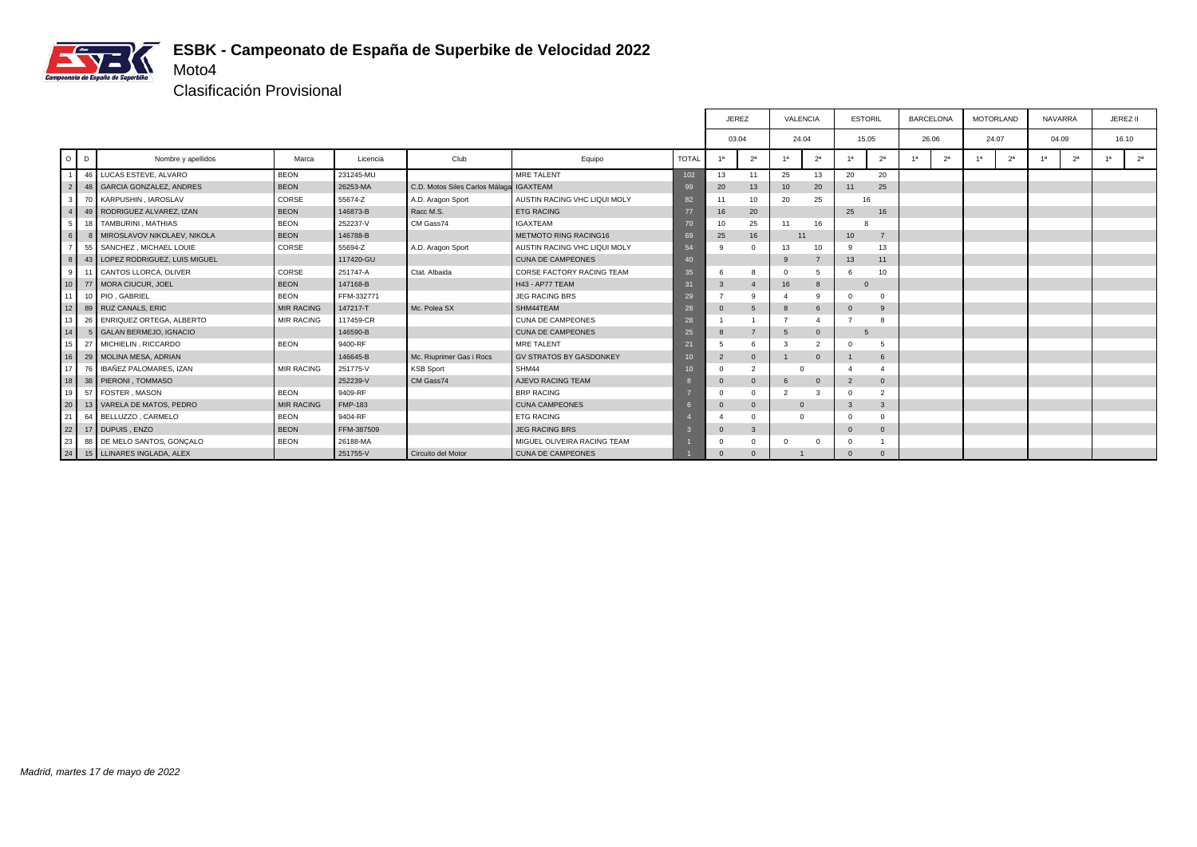# ESBK - Campeonato de España de Superbike de Velocidad 2022

## Moto4

### Clasificación Provisional

| O | D | Nombre y apellidos | Marca | Licencia | Club | Equipo | TOTAL | JEREZ 03.04 | | VALENCIA 24.04 | | ESTORIL 15.05 | | BARCELONA 26.06 | | MOTORLAND 24.07 | | NAVARRA 04.09 | | JEREZ II 16.10 | |
|---|---|---|---|---|---|---|---|---|---|---|---|---|---|---|---|---|---|---|---|---|---|
| | | | | | | | | 1ª | 2ª | 1ª | 2ª | 1ª | 2ª | 1ª | 2ª | 1ª | 2ª | 1ª | 2ª | 1ª | 2ª |
| 1 | 46 | LUCAS ESTEVE, ALVARO | BEON | 231245-MU | | MRE TALENT | 102 | 13 | 11 | 25 | 13 | 20 | 20 | | | | | | | | |
| 2 | 48 | GARCIA GONZALEZ, ANDRES | BEON | 26253-MA | C.D. Motos Siles Carlos Málaga | IGAXTEAM | 99 | 20 | 13 | 10 | 20 | 11 | 25 | | | | | | | | |
| 3 | 70 | KARPUSHIN , IAROSLAV | CORSE | 55674-Z | A.D. Aragon Sport | AUSTIN RACING VHC LIQUI MOLY | 82 | 11 | 10 | 20 | 25 | 16 | | | | | | | | | |
| 4 | 49 | RODRIGUEZ ALVAREZ, IZAN | BEON | 146873-B | Racc M.S. | ETG RACING | 77 | 16 | 20 | | | 25 | 16 | | | | | | | | |
| 5 | 18 | TAMBURINI , MATHIAS | BEON | 252237-V | CM Gass74 | IGAXTEAM | 70 | 10 | 25 | 11 | 16 | 8 | | | | | | | | | |
| 6 | 8 | MIROSLAVOV NIKOLAEV, NIKOLA | BEON | 146788-B | | METMOTO RING RACING16 | 69 | 25 | 16 | 11 | | 10 | 7 | | | | | | | | |
| 7 | 55 | SANCHEZ , MICHAEL LOUIE | CORSE | 55694-Z | A.D. Aragon Sport | AUSTIN RACING VHC LIQUI MOLY | 54 | 9 | 0 | 13 | 10 | 9 | 13 | | | | | | | | |
| 8 | 43 | LOPEZ RODRIGUEZ, LUIS MIGUEL | | 117420-GU | | CUNA DE CAMPEONES | 40 | | | 9 | 7 | 13 | 11 | | | | | | | | |
| 9 | 11 | CANTOS LLORCA, OLIVER | CORSE | 251747-A | Ctat. Albaida | CORSE FACTORY RACING TEAM | 35 | 6 | 8 | 0 | 5 | 6 | 10 | | | | | | | | |
| 10 | 77 | MORA CIUCUR, JOEL | BEON | 147168-B | | H43 - AP77 TEAM | 31 | 3 | 4 | 16 | 8 | 0 | | | | | | | | | |
| 11 | 10 | PIO , GABRIEL | BEON | FFM-332771 | | JEG RACING BRS | 29 | 7 | 9 | 4 | 9 | 0 | 0 | | | | | | | | |
| 12 | 89 | RUZ CANALS, ERIC | MIR RACING | 147217-T | Mc. Polea SX | SHM44TEAM | 28 | 0 | 5 | 8 | 6 | 0 | 9 | | | | | | | | |
| 13 | 26 | ENRIQUEZ ORTEGA, ALBERTO | MIR RACING | 117459-CR | | CUNA DE CAMPEONES | 28 | 1 | 1 | 7 | 4 | 7 | 8 | | | | | | | | |
| 14 | 5 | GALAN BERMEJO, IGNACIO | | 146590-B | | CUNA DE CAMPEONES | 25 | 8 | 7 | 5 | 0 | 5 | | | | | | | | | |
| 15 | 27 | MICHIELIN , RICCARDO | BEON | 9400-RF | | MRE TALENT | 21 | 5 | 6 | 3 | 2 | 0 | 5 | | | | | | | | |
| 16 | 29 | MOLINA MESA, ADRIAN | | 146645-B | Mc. Riuprimer Gas i Rocs | GV STRATOS BY GASDONKEY | 10 | 2 | 0 | 1 | 0 | 1 | 6 | | | | | | | | |
| 17 | 76 | IBAÑEZ PALOMARES, IZAN | MIR RACING | 251775-V | KSB Sport | SHM44 | 10 | 0 | 2 | 0 | | 4 | 4 | | | | | | | | |
| 18 | 38 | PIERONI , TOMMASO | | 252239-V | CM Gass74 | AJEVO RACING TEAM | 8 | 0 | 0 | 6 | 0 | 2 | 0 | | | | | | | | |
| 19 | 57 | FOSTER , MASON | BEON | 9409-RF | | BRP RACING | 7 | 0 | 0 | 2 | 3 | 0 | 2 | | | | | | | | |
| 20 | 13 | VARELA DE MATOS, PEDRO | MIR RACING | FMP-183 | | CUNA CAMPEONES | 6 | 0 | 0 | 0 | | 3 | 3 | | | | | | | | |
| 21 | 64 | BELLUZZO , CARMELO | BEON | 9404-RF | | ETG RACING | 4 | 4 | 0 | 0 | | 0 | 0 | | | | | | | | |
| 22 | 17 | DUPUIS , ENZO | BEON | FFM-387509 | | JEG RACING BRS | 3 | 0 | 3 | | | 0 | 0 | | | | | | | | |
| 23 | 88 | DE MELO SANTOS, GONÇALO | BEON | 26188-MA | | MIGUEL OLIVEIRA RACING TEAM | 1 | 0 | 0 | 0 | 0 | 0 | 1 | | | | | | | | |
| 24 | 15 | LLINARES INGLADA, ALEX | | 251755-V | Circuito del Motor | CUNA DE CAMPEONES | 1 | 0 | 0 | 1 | | 0 | 0 | | | | | | | | |

*Madrid, martes 17 de mayo de 2022*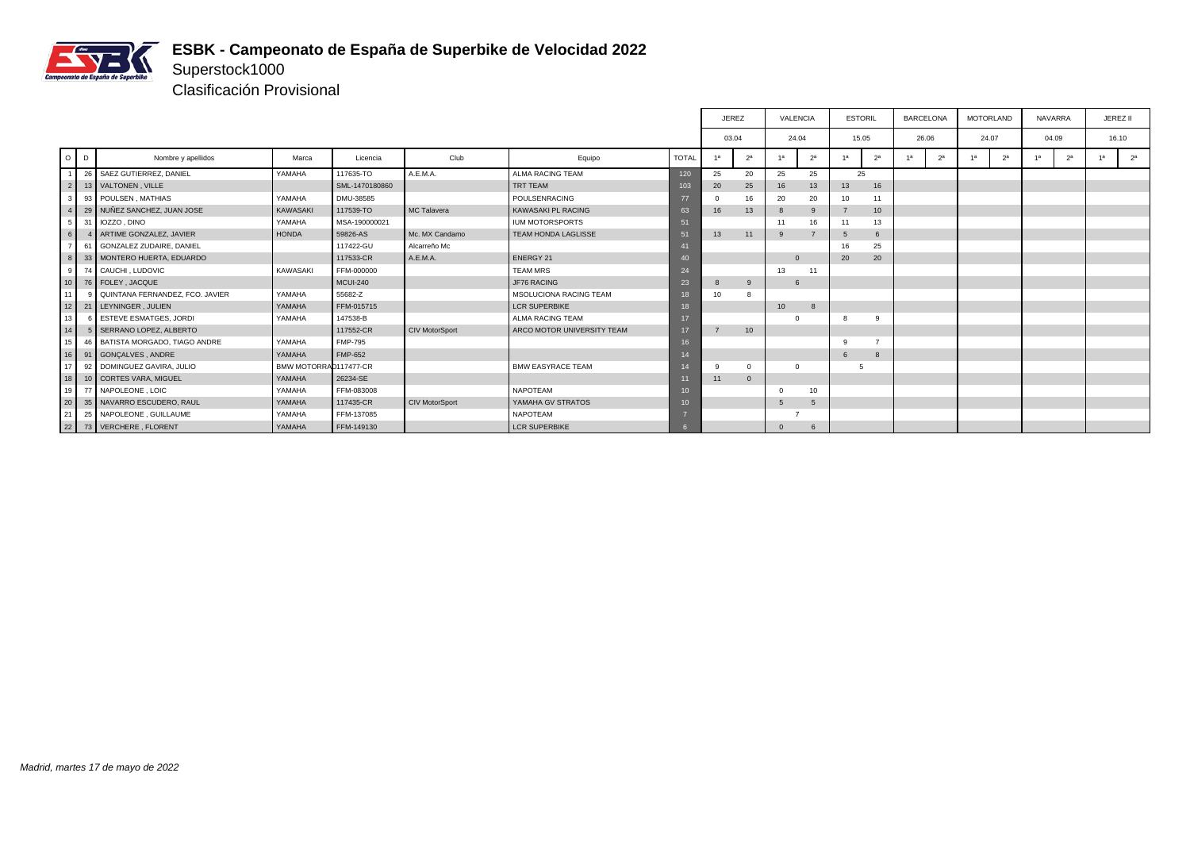# ESBK - Campeonato de España de Superbike de Velocidad 2022

## Superstock1000

### Clasificación Provisional

| O | D | Nombre y apellidos | Marca | Licencia | Club | Equipo | TOTAL | JEREZ 03.04 | | VALENCIA 24.04 | | ESTORIL 15.05 | | BARCELONA 26.06 | | MOTORLAND 24.07 | | NAVARRA 04.09 | | JEREZ II 16.10 | |
|---|---|---|---|---|---|---|---|---|---|---|---|---|---|---|---|---|---|---|---|---|---|
| | | | | | | | | 1ª | 2ª | 1ª | 2ª | 1ª | 2ª | 1ª | 2ª | 1ª | 2ª | 1ª | 2ª | 1ª | 2ª |
| 1 | 26 | SAEZ GUTIERREZ, DANIEL | YAMAHA | 117635-TO | A.E.M.A. | ALMA RACING TEAM | 120 | 25 | 20 | 25 | 25 | 25 | | | | | | | | | |
| 2 | 13 | VALTONEN , VILLE | | SML-1470180860 | | TRT TEAM | 103 | 20 | 25 | 16 | 13 | 13 | 16 | | | | | | | | |
| 3 | 93 | POULSEN , MATHIAS | YAMAHA | DMU-38585 | | POULSENRACING | 77 | 0 | 16 | 20 | 20 | 10 | 11 | | | | | | | | |
| 4 | 29 | NUÑEZ SANCHEZ, JUAN JOSE | KAWASAKI | 117539-TO | MC Talavera | KAWASAKI PL RACING | 63 | 16 | 13 | 8 | 9 | 7 | 10 | | | | | | | | |
| 5 | 31 | IOZZO , DINO | YAMAHA | MSA-190000021 | | IUM MOTORSPORTS | 51 | | | 11 | 16 | 11 | 13 | | | | | | | | |
| 6 | 4 | ARTIME GONZALEZ, JAVIER | HONDA | 59826-AS | Mc. MX Candamo | TEAM HONDA LAGLISSE | 51 | 13 | 11 | 9 | 7 | 5 | 6 | | | | | | | | |
| 7 | 61 | GONZALEZ ZUDAIRE, DANIEL | | 117422-GU | Alcarreño Mc | | 41 | | | | | 16 | 25 | | | | | | | | |
| 8 | 33 | MONTERO HUERTA, EDUARDO | | 117533-CR | A.E.M.A. | ENERGY 21 | 40 | | | 0 | | 20 | 20 | | | | | | | | |
| 9 | 74 | CAUCHI , LUDOVIC | KAWASAKI | FFM-000000 | | TEAM MRS | 24 | | | 13 | 11 | | | | | | | | | | |
| 10 | 76 | FOLEY , JACQUE | | MCUI-240 | | JF76 RACING | 23 | 8 | 9 | 6 | | | | | | | | | | | |
| 11 | 9 | QUINTANA FERNANDEZ, FCO. JAVIER | YAMAHA | 55682-Z | | MSOLUCIONA RACING TEAM | 18 | 10 | 8 | | | | | | | | | | | | |
| 12 | 21 | LEYNINGER , JULIEN | YAMAHA | FFM-015715 | | LCR SUPERBIKE | 18 | | | 10 | 8 | | | | | | | | | | |
| 13 | 6 | ESTEVE ESMATGES, JORDI | YAMAHA | 147538-B | | ALMA RACING TEAM | 17 | | | 0 | | 8 | 9 | | | | | | | | |
| 14 | 5 | SERRANO LOPEZ, ALBERTO | | 117552-CR | CIV MotorSport | ARCO MOTOR UNIVERSITY TEAM | 17 | 7 | 10 | | | | | | | | | | | | |
| 15 | 46 | BATISTA MORGADO, TIAGO ANDRE | YAMAHA | FMP-795 | | | 16 | | | | | 9 | 7 | | | | | | | | |
| 16 | 91 | GONÇALVES , ANDRE | YAMAHA | FMP-652 | | | 14 | | | | | 6 | 8 | | | | | | | | |
| 17 | 92 | DOMINGUEZ GAVIRA, JULIO | BMW MOTORRAD | 117477-CR | | BMW EASYRACE TEAM | 14 | 9 | 0 | 0 | | 5 | | | | | | | | | |
| 18 | 10 | CORTES VARA, MIGUEL | YAMAHA | 26234-SE | | | 11 | 11 | 0 | | | | | | | | | | | | |
| 19 | 77 | NAPOLEONE , LOIC | YAMAHA | FFM-083008 | | NAPOTEAM | 10 | | | 0 | 10 | | | | | | | | | | |
| 20 | 35 | NAVARRO ESCUDERO, RAUL | YAMAHA | 117435-CR | CIV MotorSport | YAMAHA GV STRATOS | 10 | | | 5 | 5 | | | | | | | | | | |
| 21 | 25 | NAPOLEONE , GUILLAUME | YAMAHA | FFM-137085 | | NAPOTEAM | 7 | | | 7 | | | | | | | | | | | |
| 22 | 73 | VERCHERE , FLORENT | YAMAHA | FFM-149130 | | LCR SUPERBIKE | 6 | | | 0 | 6 | | | | | | | | | | |

*Madrid, martes 17 de mayo de 2022*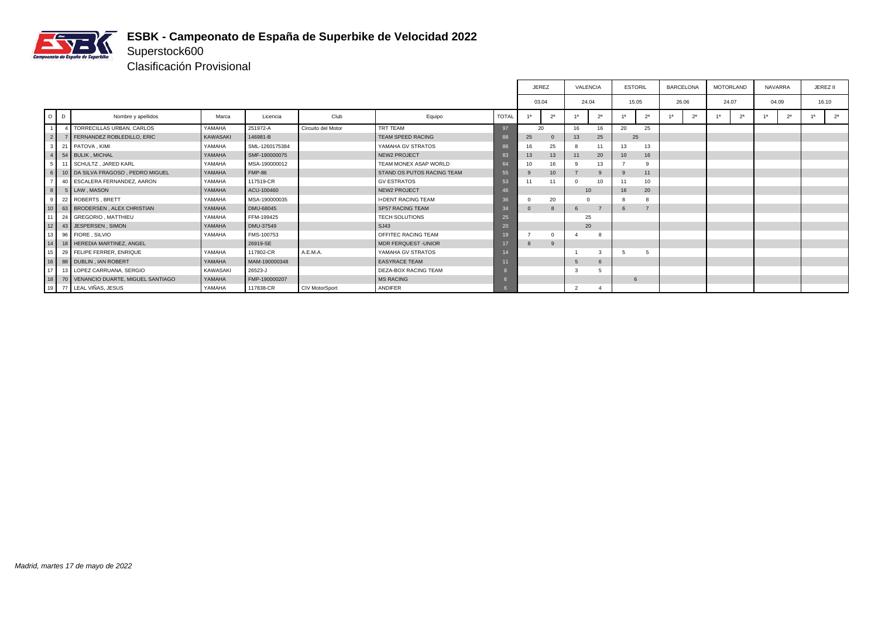# ESBK - Campeonato de España de Superbike de Velocidad 2022

## Superstock600

### Clasificación Provisional

| | | | | | | | | JEREZ | | VALENCIA | | ESTORIL | | BARCELONA | | MOTORLAND | | NAVARRA | | JEREZ II | |
|---|---|---|---|---|---|---|---|---|---|---|---|---|---|---|---|---|---|---|---|---|---|
| | | | | | | | | 03.04 | | 24.04 | | 15.05 | | 26.06 | | 24.07 | | 04.09 | | 16.10 | |
| O | D | Nombre y apellidos | Marca | Licencia | Club | Equipo | TOTAL | 1ª | 2ª | 1ª | 2ª | 1ª | 2ª | 1ª | 2ª | 1ª | 2ª | 1ª | 2ª | 1ª | 2ª |
| 1 | 4 | TORRECILLAS URBAN, CARLOS | YAMAHA | 251972-A | Circuito del Motor | TRT TEAM | 97 | 20 | | 16 | 16 | 20 | 25 | | | | | | | | |
| 2 | 7 | FERNANDEZ ROBLEDILLO, ERIC | KAWASAKI | 146981-B | | TEAM SPEED RACING | 88 | 25 | 0 | 13 | 25 | 25 | | | | | | | | | |
| 3 | 21 | PATOVA , KIMI | YAMAHA | SML-1260175384 | | YAMAHA GV STRATOS | 86 | 16 | 25 | 8 | 11 | 13 | 13 | | | | | | | | |
| 4 | 54 | BULIK , MICHAL | YAMAHA | SMF-190000075 | | NEW2 PROJECT | 83 | 13 | 13 | 11 | 20 | 10 | 16 | | | | | | | | |
| 5 | 11 | SCHULTZ , JARED KARL | YAMAHA | MSA-190000012 | | TEAM MONEX ASAP WORLD | 64 | 10 | 16 | 9 | 13 | 7 | 9 | | | | | | | | |
| 6 | 10 | DA SILVA FRAGOSO , PEDRO MIGUEL | YAMAHA | FMP-86 | | STAND OS PUTOS RACING TEAM | 55 | 9 | 10 | 7 | 9 | 9 | 11 | | | | | | | | |
| 7 | 40 | ESCALERA FERNANDEZ, AARON | YAMAHA | 117519-CR | | GV ESTRATOS | 53 | 11 | 11 | 0 | 10 | 11 | 10 | | | | | | | | |
| 8 | 5 | LAW , MASON | YAMAHA | ACU-100460 | | NEW2 PROJECT | 46 | | | 10 | | 16 | 20 | | | | | | | | |
| 9 | 22 | ROBERTS , BRETT | YAMAHA | MSA-190000035 | | I+DENT RACING TEAM | 36 | 0 | 20 | 0 | | 8 | 8 | | | | | | | | |
| 10 | 63 | BRODERSEN , ALEX CHRISTIAN | YAMAHA | DMU-68045 | | SP57 RACING TEAM | 34 | 0 | 8 | 6 | 7 | 6 | 7 | | | | | | | | |
| 11 | 24 | GREGORIO , MATTHIEU | YAMAHA | FFM-199425 | | TECH SOLUTIONS | 25 | | | 25 | | | | | | | | | | | |
| 12 | 43 | JESPERSEN , SIMON | YAMAHA | DMU-37549 | | SJ43 | 20 | | | 20 | | | | | | | | | | | |
| 13 | 96 | FIORE , SILVIO | YAMAHA | FMS-100753 | | OFFITEC RACING TEAM | 19 | 7 | 0 | 4 | 8 | | | | | | | | | | |
| 14 | 18 | HEREDIA MARTINEZ, ANGEL | | 26919-SE | | MDR FERQUEST -UNIOR | 17 | 8 | 9 | | | | | | | | | | | | |
| 15 | 29 | FELIPE FERRER, ENRIQUE | YAMAHA | 117802-CR | A.E.M.A. | YAMAHA GV STRATOS | 14 | | | 1 | 3 | 5 | 5 | | | | | | | | |
| 16 | 88 | DUBLIN , IAN ROBERT | YAMAHA | MAM-190000348 | | EASYRACE TEAM | 11 | | | 5 | 6 | | | | | | | | | | |
| 17 | 13 | LOPEZ CARRUANA, SERGIO | KAWASAKI | 26523-J | | DEZA-BOX RACING TEAM | 8 | | | 3 | 5 | | | | | | | | | | |
| 18 | 70 | VENANCIO DUARTE, MIGUEL SANTIAGO | YAMAHA | FMP-190000207 | | MS RACING | 6 | | | | | 6 | | | | | | | | | |
| 19 | 77 | LEAL VIÑAS, JESUS | YAMAHA | 117838-CR | CIV MotorSport | ANDIFER | 6 | | | 2 | 4 | | | | | | | | | | |

*Madrid, martes 17 de mayo de 2022*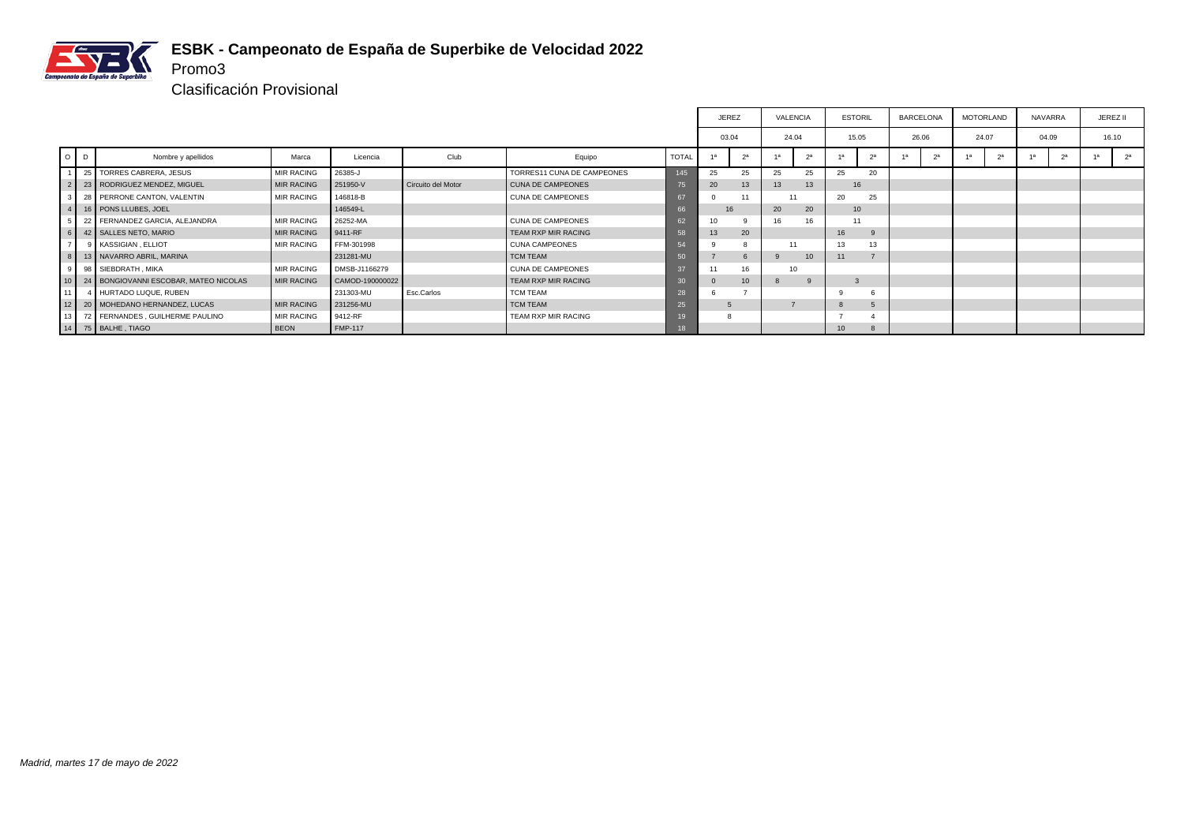# ESBK - Campeonato de España de Superbike de Velocidad 2022

Promo3

Clasificación Provisional

| O | D | Nombre y apellidos | Marca | Licencia | Club | Equipo | TOTAL | JEREZ 03.04 | | VALENCIA 24.04 | | ESTORIL 15.05 | | BARCELONA 26.06 | | MOTORLAND 24.07 | | NAVARRA 04.09 | | JEREZ II 16.10 | |
|---|---|---|---|---|---|---|---|---|---|---|---|---|---|---|---|---|---|---|---|---|---|
| | | | | | | | | 1ª | 2ª | 1ª | 2ª | 1ª | 2ª | 1ª | 2ª | 1ª | 2ª | 1ª | 2ª | 1ª | 2ª |
| 1 | 25 | TORRES CABRERA, JESUS | MIR RACING | 26385-J | | TORRES11 CUNA DE CAMPEONES | 145 | 25 | 25 | 25 | 25 | 25 | 20 | | | | | | | | |
| 2 | 23 | RODRIGUEZ MENDEZ, MIGUEL | MIR RACING | 251950-V | Circuito del Motor | CUNA DE CAMPEONES | 75 | 20 | 13 | 13 | 13 | 16 | | | | | | | | | |
| 3 | 28 | PERRONE CANTON, VALENTIN | MIR RACING | 146818-B | | CUNA DE CAMPEONES | 67 | 0 | 11 | 11 | | 20 | 25 | | | | | | | | |
| 4 | 16 | PONS LLUBES, JOEL | | 146549-L | | | 66 | 16 | | 20 | 20 | 10 | | | | | | | | | |
| 5 | 22 | FERNANDEZ GARCIA, ALEJANDRA | MIR RACING | 26252-MA | | CUNA DE CAMPEONES | 62 | 10 | 9 | 16 | 16 | 11 | | | | | | | | | |
| 6 | 42 | SALLES NETO, MARIO | MIR RACING | 9411-RF | | TEAM RXP MIR RACING | 58 | 13 | 20 | | | 16 | 9 | | | | | | | | |
| 7 | 9 | KASSIGIAN , ELLIOT | MIR RACING | FFM-301998 | | CUNA CAMPEONES | 54 | 9 | 8 | 11 | | 13 | 13 | | | | | | | | |
| 8 | 13 | NAVARRO ABRIL, MARINA | | 231281-MU | | TCM TEAM | 50 | 7 | 6 | 9 | 10 | 11 | 7 | | | | | | | | |
| 9 | 98 | SIEBDRATH , MIKA | MIR RACING | DMSB-J1166279 | | CUNA DE CAMPEONES | 37 | 11 | 16 | 10 | | | | | | | | | | | |
| 10 | 24 | BONGIOVANNI ESCOBAR, MATEO NICOLAS | MIR RACING | CAMOD-190000022 | | TEAM RXP MIR RACING | 30 | 0 | 10 | 8 | 9 | 3 | | | | | | | | | |
| 11 | 4 | HURTADO LUQUE, RUBEN | | 231303-MU | Esc.Carlos | TCM TEAM | 28 | 6 | 7 | | | 9 | 6 | | | | | | | | |
| 12 | 20 | MOHEDANO HERNANDEZ, LUCAS | MIR RACING | 231256-MU | | TCM TEAM | 25 | 5 | | 7 | | 8 | 5 | | | | | | | | |
| 13 | 72 | FERNANDES , GUILHERME PAULINO | MIR RACING | 9412-RF | | TEAM RXP MIR RACING | 19 | 8 | | | | 7 | 4 | | | | | | | | |
| 14 | 75 | BALHE , TIAGO | BEON | FMP-117 | | | 18 | | | | | 10 | 8 | | | | | | | | |

*Madrid, martes 17 de mayo de 2022*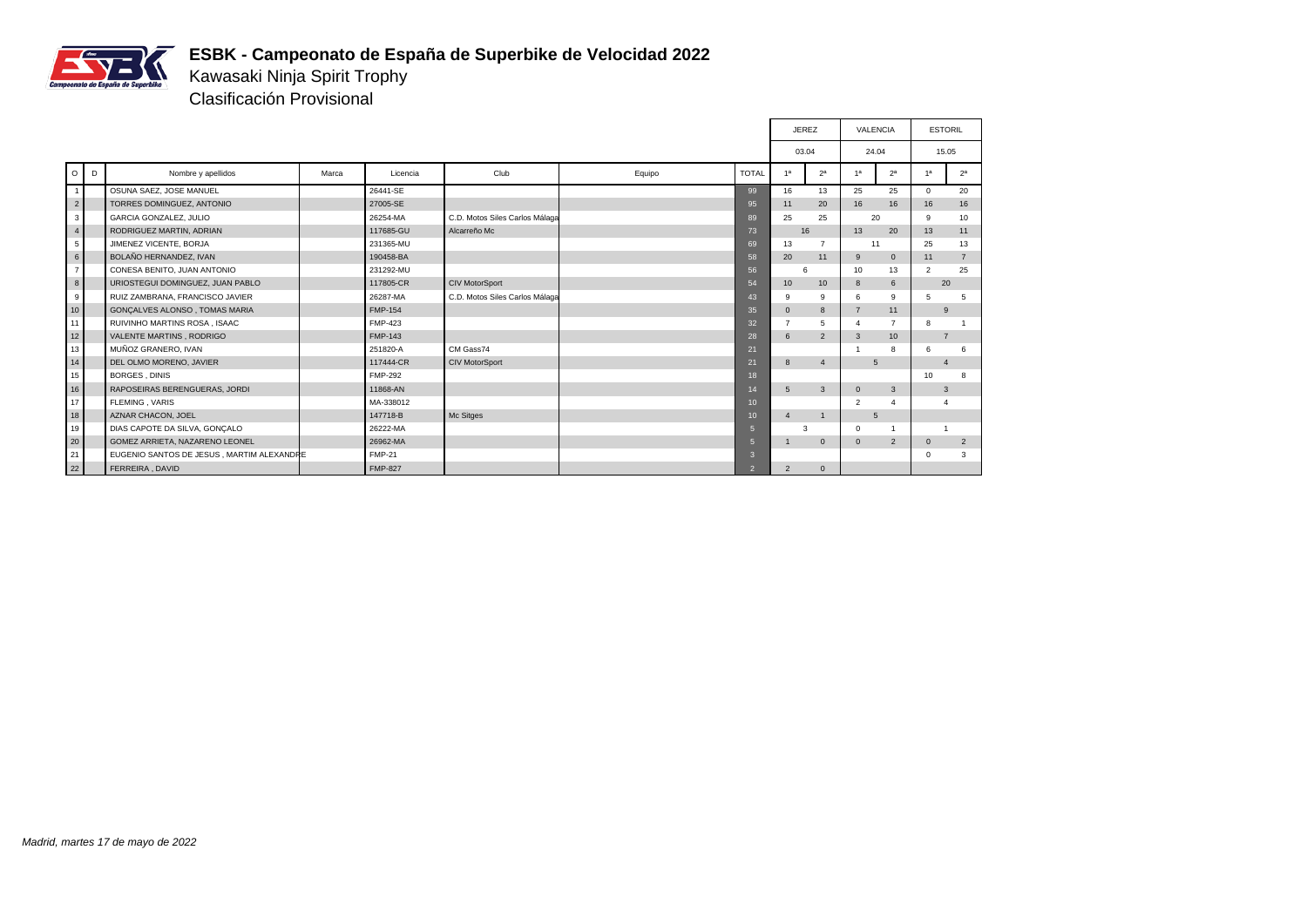# ESBK - Campeonato de España de Superbike de Velocidad 2022

## Kawasaki Ninja Spirit Trophy

### Clasificación Provisional

| O | D | Nombre y apellidos | Marca | Licencia | Club | Equipo | TOTAL | JEREZ 03.04 1ª | JEREZ 03.04 2ª | VALENCIA 24.04 1ª | VALENCIA 24.04 2ª | ESTORIL 15.05 1ª | ESTORIL 15.05 2ª |
|---|---|---|---|---|---|---|---|---|---|---|---|---|---|
| 1 | | OSUNA SAEZ, JOSE MANUEL | | 26441-SE | | | 99 | 16 | 13 | 25 | 25 | 0 | 20 |
| 2 | | TORRES DOMINGUEZ, ANTONIO | | 27005-SE | | | 95 | 11 | 20 | 16 | 16 | 16 | 16 |
| 3 | | GARCIA GONZALEZ, JULIO | | 26254-MA | C.D. Motos Siles Carlos Málaga | | 89 | 25 | 25 | 20 | | 9 | 10 |
| 4 | | RODRIGUEZ MARTIN, ADRIAN | | 117685-GU | Alcarreño Mc | | 73 | 16 | | 13 | 20 | 13 | 11 |
| 5 | | JIMENEZ VICENTE, BORJA | | 231365-MU | | | 69 | 13 | 7 | 11 | | 25 | 13 |
| 6 | | BOLAÑO HERNANDEZ, IVAN | | 190458-BA | | | 58 | 20 | 11 | 9 | 0 | 11 | 7 |
| 7 | | CONESA BENITO, JUAN ANTONIO | | 231292-MU | | | 56 | 6 | | 10 | 13 | 2 | 25 |
| 8 | | URIOSTEGUI DOMINGUEZ, JUAN PABLO | | 117805-CR | CIV MotorSport | | 54 | 10 | 10 | 8 | 6 | 20 | |
| 9 | | RUIZ ZAMBRANA, FRANCISCO JAVIER | | 26287-MA | C.D. Motos Siles Carlos Málaga | | 43 | 9 | 9 | 6 | 9 | 5 | 5 |
| 10 | | GONÇALVES ALONSO , TOMAS MARIA | | FMP-154 | | | 35 | 0 | 8 | 7 | 11 | 9 | |
| 11 | | RUIVINHO MARTINS ROSA , ISAAC | | FMP-423 | | | 32 | 7 | 5 | 4 | 7 | 8 | 1 |
| 12 | | VALENTE MARTINS , RODRIGO | | FMP-143 | | | 28 | 6 | 2 | 3 | 10 | 7 | |
| 13 | | MUÑOZ GRANERO, IVAN | | 251820-A | CM Gass74 | | 21 | | | 1 | 8 | 6 | 6 |
| 14 | | DEL OLMO MORENO, JAVIER | | 117444-CR | CIV MotorSport | | 21 | 8 | 4 | 5 | | 4 | |
| 15 | | BORGES , DINIS | | FMP-292 | | | 18 | | | | | 10 | 8 |
| 16 | | RAPOSEIRAS BERENGUERAS, JORDI | | 11868-AN | | | 14 | 5 | 3 | 0 | 3 | 3 | |
| 17 | | FLEMING , VARIS | | MA-338012 | | | 10 | | | 2 | 4 | 4 | |
| 18 | | AZNAR CHACON, JOEL | | 147718-B | Mc Sitges | | 10 | 4 | 1 | 5 | | | |
| 19 | | DIAS CAPOTE DA SILVA, GONÇALO | | 26222-MA | | | 5 | 3 | | 0 | 1 | 1 | |
| 20 | | GOMEZ ARRIETA, NAZARENO LEONEL | | 26962-MA | | | 5 | 1 | 0 | 0 | 2 | 0 | 2 |
| 21 | | EUGENIO SANTOS DE JESUS , MARTIM ALEXANDRE | | FMP-21 | | | 3 | | | | | 0 | 3 |
| 22 | | FERREIRA , DAVID | | FMP-827 | | | 2 | 2 | 0 | | | | |

*Madrid, martes 17 de mayo de 2022*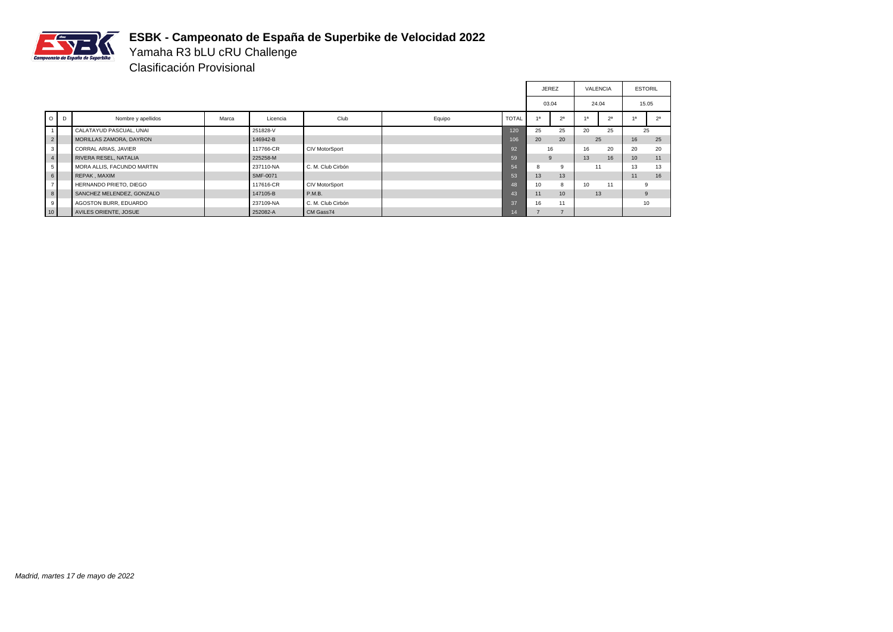# ESBK - Campeonato de España de Superbike de Velocidad 2022

## Yamaha R3 bLU cRU Challenge

### Clasificación Provisional

| | | | | | | | | JEREZ | | VALENCIA | | ESTORIL | |
|---|---|---|---|---|---|---|---|---|---|---|---|---|---|
| | | | | | | | | 03.04 | | 24.04 | | 15.05 | |
| O | D | Nombre y apellidos | Marca | Licencia | Club | Equipo | TOTAL | 1ª | 2ª | 1ª | 2ª | 1ª | 2ª |
| 1 | | CALATAYUD PASCUAL, UNAI | | 251828-V | | | 120 | 25 | 25 | 20 | 25 | 25 | |
| 2 | | MORILLAS ZAMORA, DAYRON | | 146942-B | | | 106 | 20 | 20 | 25 | | 16 | 25 |
| 3 | | CORRAL ARIAS, JAVIER | | 117766-CR | CIV MotorSport | | 92 | 16 | | 16 | 20 | 20 | 20 |
| 4 | | RIVERA RESEL, NATALIA | | 225258-M | | | 59 | 9 | | 13 | 16 | 10 | 11 |
| 5 | | MORA ALLIS, FACUNDO MARTIN | | 237110-NA | C. M. Club Cirbón | | 54 | 8 | 9 | 11 | | 13 | 13 |
| 6 | | REPAK , MAXIM | | SMF-0071 | | | 53 | 13 | 13 | | | 11 | 16 |
| 7 | | HERNANDO PRIETO, DIEGO | | 117616-CR | CIV MotorSport | | 48 | 10 | 8 | 10 | 11 | 9 | |
| 8 | | SANCHEZ MELENDEZ, GONZALO | | 147105-B | P.M.B. | | 43 | 11 | 10 | 13 | | 9 | |
| 9 | | AGOSTON BURR, EDUARDO | | 237109-NA | C. M. Club Cirbón | | 37 | 16 | 11 | | | 10 | |
| 10 | | AVILES ORIENTE, JOSUE | | 252082-A | CM Gass74 | | 14 | 7 | 7 | | | | |

*Madrid, martes 17 de mayo de 2022*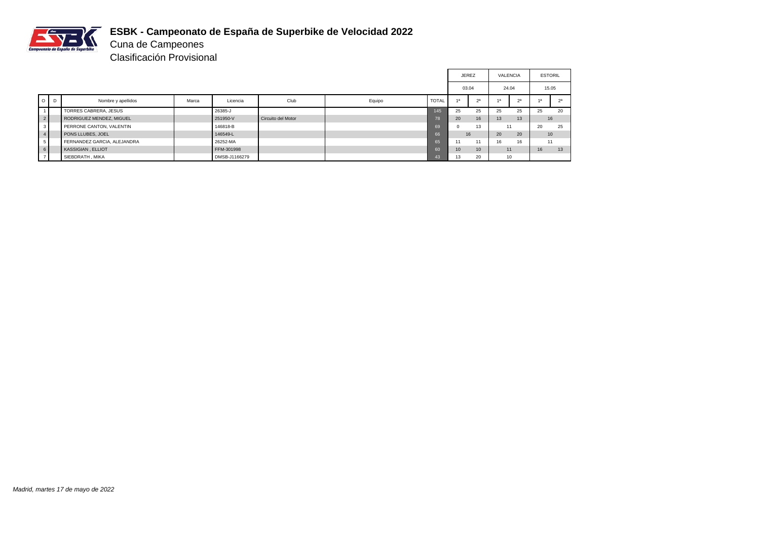# ESBK - Campeonato de España de Superbike de Velocidad 2022

## Cuna de Campeones

### Clasificación Provisional

| | | | | | | | | JEREZ | | VALENCIA | | ESTORIL | |
|---|---|---|---|---|---|---|---|---|---|---|---|---|---|
| | | | | | | | | 03.04 | | 24.04 | | 15.05 | |
| O | D | Nombre y apellidos | Marca | Licencia | Club | Equipo | TOTAL | 1ª | 2ª | 1ª | 2ª | 1ª | 2ª |
| 1 | | TORRES CABRERA, JESUS | | 26385-J | | | 145 | 25 | 25 | 25 | 25 | 25 | 20 |
| 2 | | RODRIGUEZ MENDEZ, MIGUEL | | 251950-V | Circuito del Motor | | 78 | 20 | 16 | 13 | 13 | 16 | |
| 3 | | PERRONE CANTON, VALENTIN | | 146818-B | | | 69 | 0 | 13 | 11 | | 20 | 25 |
| 4 | | PONS LLUBES, JOEL | | 146549-L | | | 66 | 16 | | 20 | 20 | 10 | |
| 5 | | FERNANDEZ GARCIA, ALEJANDRA | | 26252-MA | | | 65 | 11 | 11 | 16 | 16 | 11 | |
| 6 | | KASSIGIAN , ELLIOT | | FFM-301998 | | | 60 | 10 | 10 | 11 | | 16 | 13 |
| 7 | | SIEBDRATH , MIKA | | DMSB-J1166279 | | | 43 | 13 | 20 | 10 | | | |

*Madrid, martes 17 de mayo de 2022*